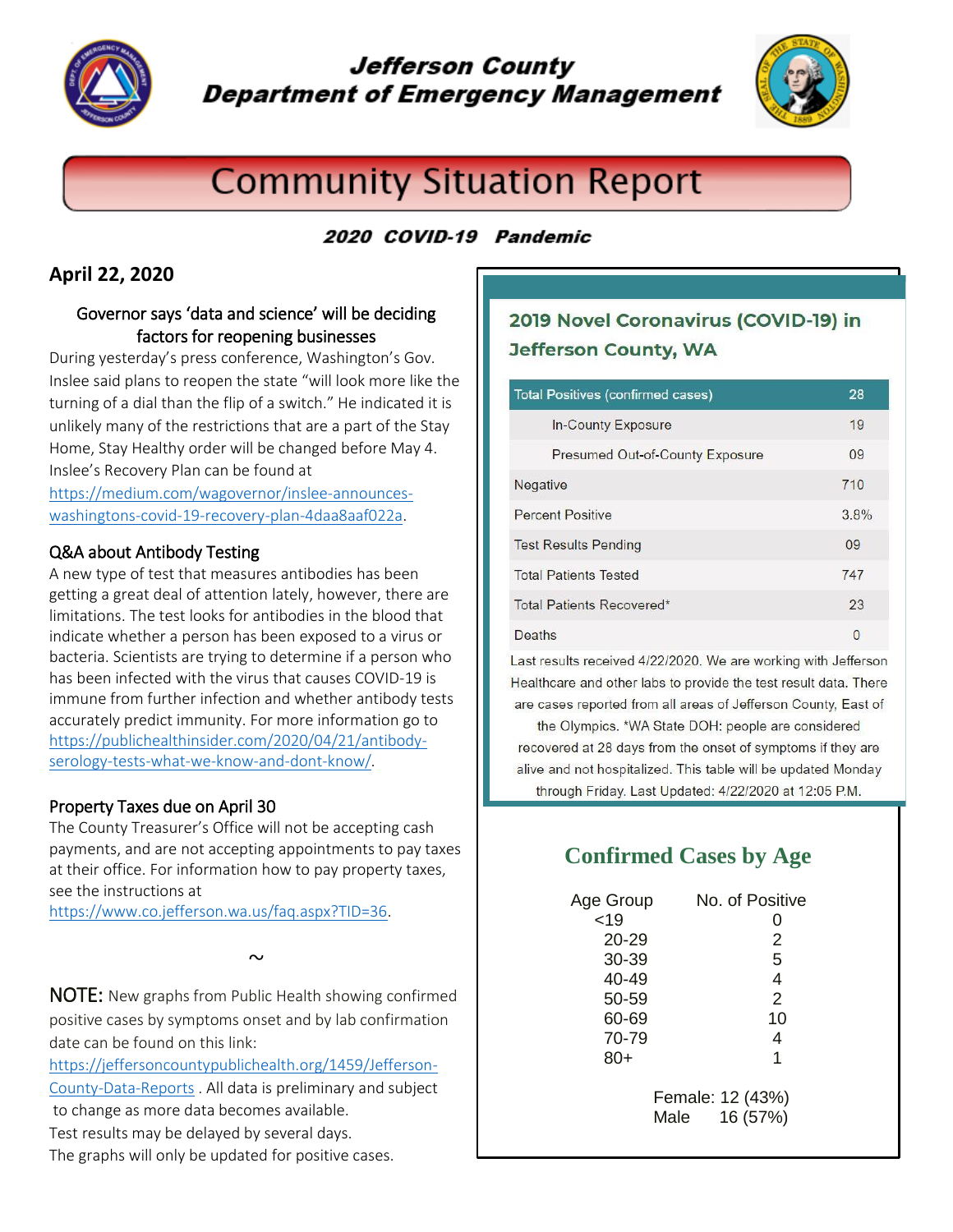# Jefferson County Department of Emergency Management

# Community Situation Report

***2020 COVID-19 Pandemic***

## April 22, 2020

### Governor says 'data and science' will be deciding factors for reopening businesses

During yesterday's press conference, Washington's Gov. Inslee said plans to reopen the state "will look more like the turning of a dial than the flip of a switch." He indicated it is unlikely many of the restrictions that are a part of the Stay Home, Stay Healthy order will be changed before May 4. Inslee's Recovery Plan can be found at https://medium.com/wagovernor/inslee-announces-washingtons-covid-19-recovery-plan-4daa8aaf022a.

### Q&A about Antibody Testing

A new type of test that measures antibodies has been getting a great deal of attention lately, however, there are limitations. The test looks for antibodies in the blood that indicate whether a person has been exposed to a virus or bacteria. Scientists are trying to determine if a person who has been infected with the virus that causes COVID-19 is immune from further infection and whether antibody tests accurately predict immunity. For more information go to https://publichealthinsider.com/2020/04/21/antibody-serology-tests-what-we-know-and-dont-know/.

### Property Taxes due on April 30

The County Treasurer's Office will not be accepting cash payments, and are not accepting appointments to pay taxes at their office. For information how to pay property taxes, see the instructions at https://www.co.jefferson.wa.us/faq.aspx?TID=36.

~

NOTE: New graphs from Public Health showing confirmed positive cases by symptoms onset and by lab confirmation date can be found on this link: https://jeffersoncountypublichealth.org/1459/Jefferson-County-Data-Reports . All data is preliminary and subject to change as more data becomes available. Test results may be delayed by several days. The graphs will only be updated for positive cases.

## 2019 Novel Coronavirus (COVID-19) in Jefferson County, WA

| Total Positives (confirmed cases) | 28 |
|---|---|
| In-County Exposure | 19 |
| Presumed Out-of-County Exposure | 09 |
| Negative | 710 |
| Percent Positive | 3.8% |
| Test Results Pending | 09 |
| Total Patients Tested | 747 |
| Total Patients Recovered* | 23 |
| Deaths | 0 |

Last results received 4/22/2020. We are working with Jefferson Healthcare and other labs to provide the test result data. There are cases reported from all areas of Jefferson County, East of the Olympics. *WA State DOH: people are considered recovered at 28 days from the onset of symptoms if they are alive and not hospitalized. This table will be updated Monday through Friday. Last Updated: 4/22/2020 at 12:05 P.M.

## Confirmed Cases by Age

| Age Group | No. of Positive |
|---|---|
| <19 | 0 |
| 20-29 | 2 |
| 30-39 | 5 |
| 40-49 | 4 |
| 50-59 | 2 |
| 60-69 | 10 |
| 70-79 | 4 |
| 80+ | 1 |

Female: 12 (43%)
Male 16 (57%)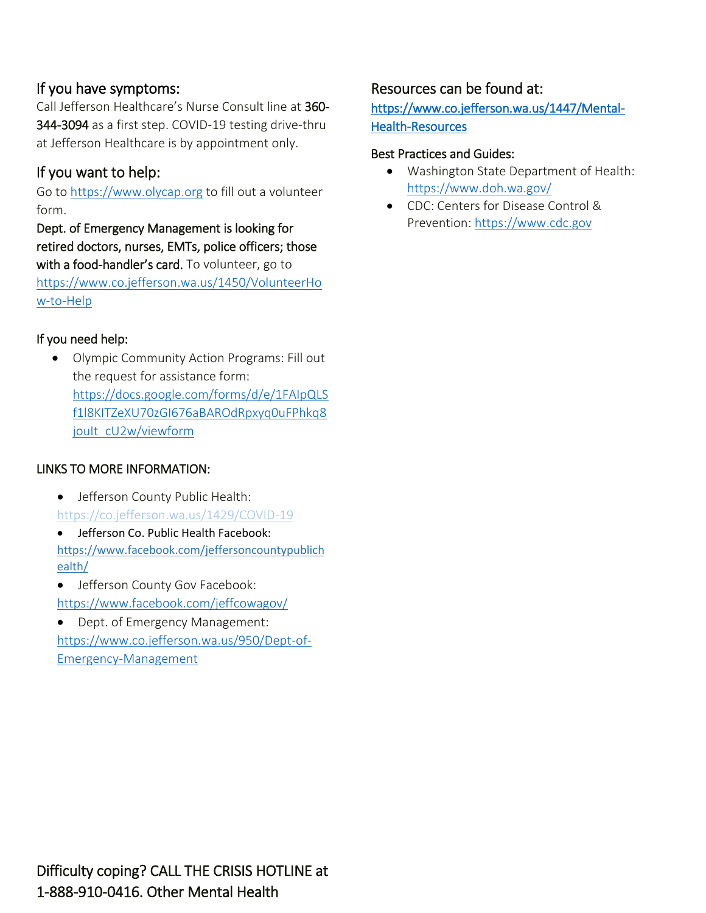## If you have symptoms:

Call Jefferson Healthcare's Nurse Consult line at **360-344-3094** as a first step. COVID-19 testing drive-thru at Jefferson Healthcare is by appointment only.

## If you want to help:

Go to https://www.olycap.org to fill out a volunteer form.

**Dept. of Emergency Management is looking for retired doctors, nurses, EMTs, police officers; those with a food-handler's card.** To volunteer, go to https://www.co.jefferson.wa.us/1450/VolunteerHow-to-Help

### If you need help:

- Olympic Community Action Programs: Fill out the request for assistance form: https://docs.google.com/forms/d/e/1FAIpQLSf1l8KITZeXU70zGI676aBAROdRpxyq0uFPhkq8joult_cU2w/viewform

### LINKS TO MORE INFORMATION:

- Jefferson County Public Health: https://co.jefferson.wa.us/1429/COVID-19
- Jefferson Co. Public Health Facebook: https://www.facebook.com/jeffersoncountypublichealth/
- Jefferson County Gov Facebook: https://www.facebook.com/jeffcowagov/
- Dept. of Emergency Management: https://www.co.jefferson.wa.us/950/Dept-of-Emergency-Management

## Resources can be found at:

https://www.co.jefferson.wa.us/1447/Mental-Health-Resources

### Best Practices and Guides:

- Washington State Department of Health: https://www.doh.wa.gov/
- CDC: Centers for Disease Control & Prevention: https://www.cdc.gov

## Difficulty coping? CALL THE CRISIS HOTLINE at 1-888-910-0416. Other Mental Health